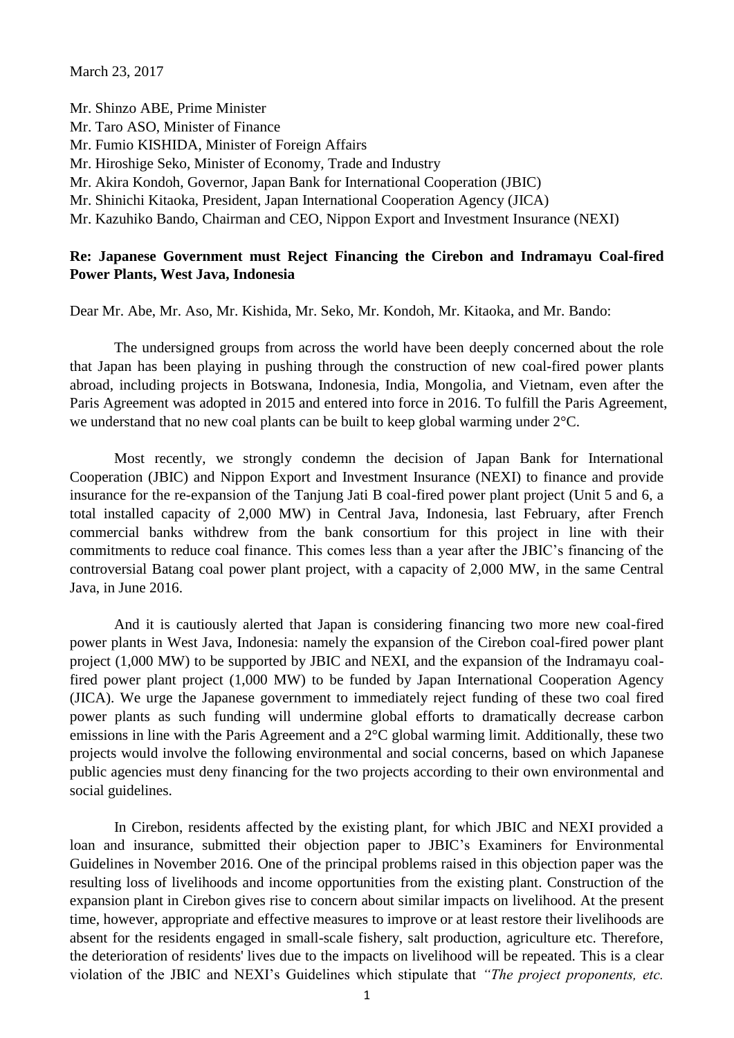March 23, 2017

Mr. Shinzo ABE, Prime Minister  
Mr. Taro ASO, Minister of Finance  
Mr. Fumio KISHIDA, Minister of Foreign Affairs  
Mr. Hiroshige Seko, Minister of Economy, Trade and Industry  
Mr. Akira Kondoh, Governor, Japan Bank for International Cooperation (JBIC)  
Mr. Shinichi Kitaoka, President, Japan International Cooperation Agency (JICA)  
Mr. Kazuhiko Bando, Chairman and CEO, Nippon Export and Investment Insurance (NEXI)

**Re: Japanese Government must Reject Financing the Cirebon and Indramayu Coal-fired Power Plants, West Java, Indonesia**

Dear Mr. Abe, Mr. Aso, Mr. Kishida, Mr. Seko, Mr. Kondoh, Mr. Kitaoka, and Mr. Bando:

The undersigned groups from across the world have been deeply concerned about the role that Japan has been playing in pushing through the construction of new coal-fired power plants abroad, including projects in Botswana, Indonesia, India, Mongolia, and Vietnam, even after the Paris Agreement was adopted in 2015 and entered into force in 2016. To fulfill the Paris Agreement, we understand that no new coal plants can be built to keep global warming under 2°C.

Most recently, we strongly condemn the decision of Japan Bank for International Cooperation (JBIC) and Nippon Export and Investment Insurance (NEXI) to finance and provide insurance for the re-expansion of the Tanjung Jati B coal-fired power plant project (Unit 5 and 6, a total installed capacity of 2,000 MW) in Central Java, Indonesia, last February, after French commercial banks withdrew from the bank consortium for this project in line with their commitments to reduce coal finance. This comes less than a year after the JBIC's financing of the controversial Batang coal power plant project, with a capacity of 2,000 MW, in the same Central Java, in June 2016.

And it is cautiously alerted that Japan is considering financing two more new coal-fired power plants in West Java, Indonesia: namely the expansion of the Cirebon coal-fired power plant project (1,000 MW) to be supported by JBIC and NEXI, and the expansion of the Indramayu coal-fired power plant project (1,000 MW) to be funded by Japan International Cooperation Agency (JICA). We urge the Japanese government to immediately reject funding of these two coal fired power plants as such funding will undermine global efforts to dramatically decrease carbon emissions in line with the Paris Agreement and a 2°C global warming limit. Additionally, these two projects would involve the following environmental and social concerns, based on which Japanese public agencies must deny financing for the two projects according to their own environmental and social guidelines.

In Cirebon, residents affected by the existing plant, for which JBIC and NEXI provided a loan and insurance, submitted their objection paper to JBIC's Examiners for Environmental Guidelines in November 2016. One of the principal problems raised in this objection paper was the resulting loss of livelihoods and income opportunities from the existing plant. Construction of the expansion plant in Cirebon gives rise to concern about similar impacts on livelihood. At the present time, however, appropriate and effective measures to improve or at least restore their livelihoods are absent for the residents engaged in small-scale fishery, salt production, agriculture etc. Therefore, the deterioration of residents' lives due to the impacts on livelihood will be repeated. This is a clear violation of the JBIC and NEXI's Guidelines which stipulate that *"The project proponents, etc.*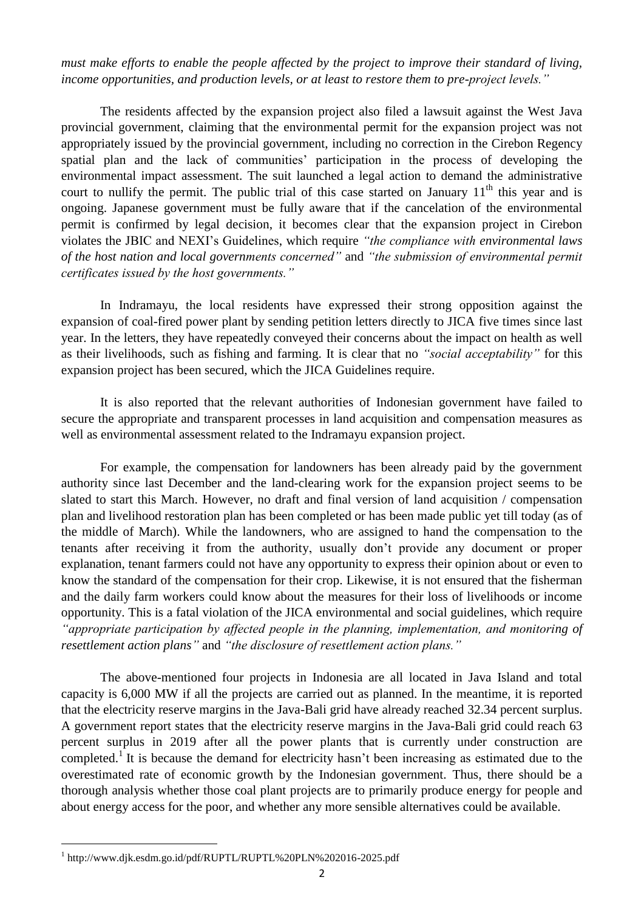*must make efforts to enable the people affected by the project to improve their standard of living, income opportunities, and production levels, or at least to restore them to pre-project levels."*

The residents affected by the expansion project also filed a lawsuit against the West Java provincial government, claiming that the environmental permit for the expansion project was not appropriately issued by the provincial government, including no correction in the Cirebon Regency spatial plan and the lack of communities' participation in the process of developing the environmental impact assessment. The suit launched a legal action to demand the administrative court to nullify the permit. The public trial of this case started on January 11th this year and is ongoing. Japanese government must be fully aware that if the cancelation of the environmental permit is confirmed by legal decision, it becomes clear that the expansion project in Cirebon violates the JBIC and NEXI's Guidelines, which require *"the compliance with environmental laws of the host nation and local governments concerned"* and *"the submission of environmental permit certificates issued by the host governments."*

In Indramayu, the local residents have expressed their strong opposition against the expansion of coal-fired power plant by sending petition letters directly to JICA five times since last year. In the letters, they have repeatedly conveyed their concerns about the impact on health as well as their livelihoods, such as fishing and farming. It is clear that no *"social acceptability"* for this expansion project has been secured, which the JICA Guidelines require.

It is also reported that the relevant authorities of Indonesian government have failed to secure the appropriate and transparent processes in land acquisition and compensation measures as well as environmental assessment related to the Indramayu expansion project.

For example, the compensation for landowners has been already paid by the government authority since last December and the land-clearing work for the expansion project seems to be slated to start this March. However, no draft and final version of land acquisition / compensation plan and livelihood restoration plan has been completed or has been made public yet till today (as of the middle of March). While the landowners, who are assigned to hand the compensation to the tenants after receiving it from the authority, usually don't provide any document or proper explanation, tenant farmers could not have any opportunity to express their opinion about or even to know the standard of the compensation for their crop. Likewise, it is not ensured that the fisherman and the daily farm workers could know about the measures for their loss of livelihoods or income opportunity. This is a fatal violation of the JICA environmental and social guidelines, which require *"appropriate participation by affected people in the planning, implementation, and monitoring of resettlement action plans"* and *"the disclosure of resettlement action plans."*

The above-mentioned four projects in Indonesia are all located in Java Island and total capacity is 6,000 MW if all the projects are carried out as planned. In the meantime, it is reported that the electricity reserve margins in the Java-Bali grid have already reached 32.34 percent surplus. A government report states that the electricity reserve margins in the Java-Bali grid could reach 63 percent surplus in 2019 after all the power plants that is currently under construction are completed.[1] It is because the demand for electricity hasn't been increasing as estimated due to the overestimated rate of economic growth by the Indonesian government. Thus, there should be a thorough analysis whether those coal plant projects are to primarily produce energy for people and about energy access for the poor, and whether any more sensible alternatives could be available.

[1] http://www.djk.esdm.go.id/pdf/RUPTL/RUPTL%20PLN%202016-2025.pdf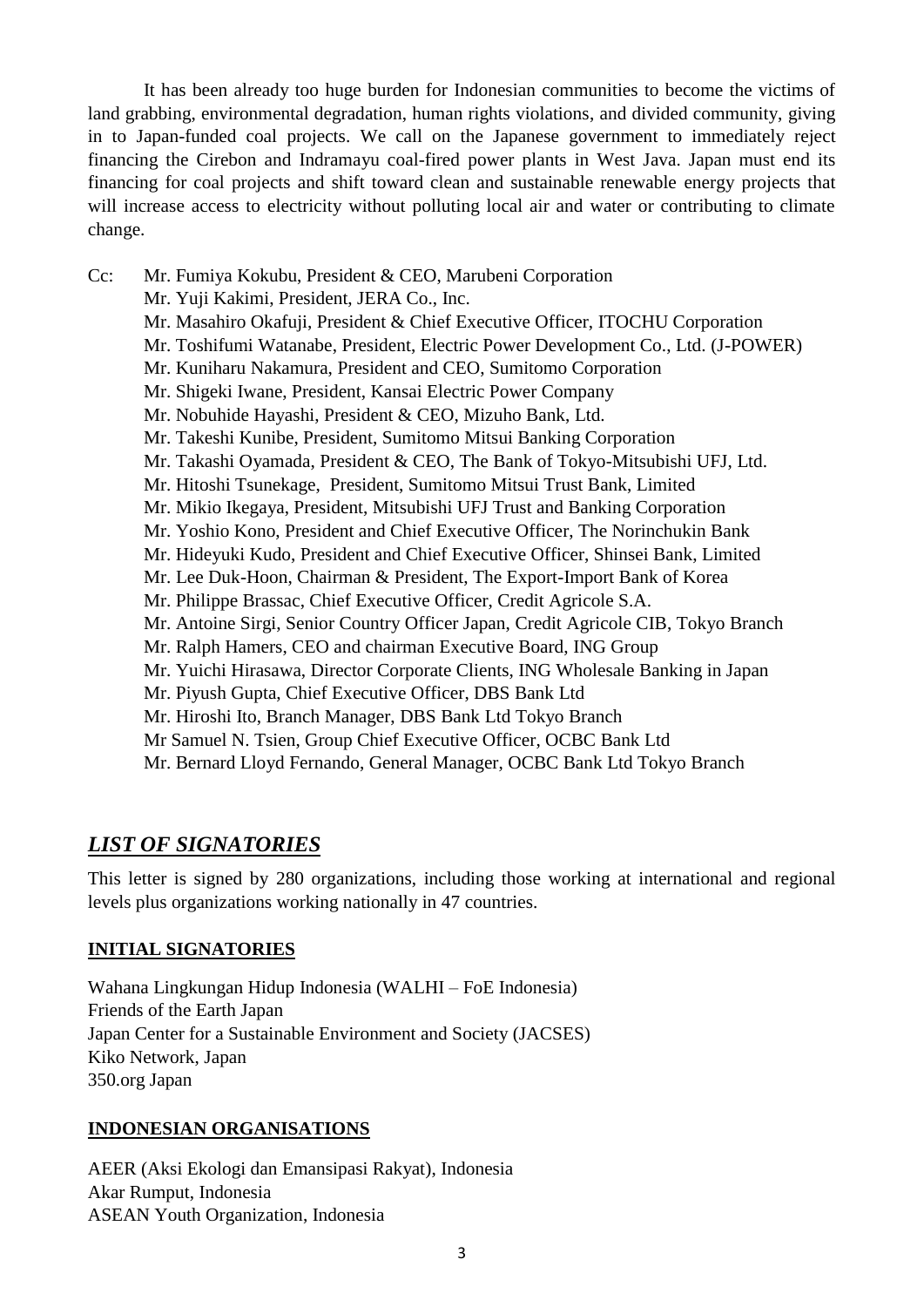It has been already too huge burden for Indonesian communities to become the victims of land grabbing, environmental degradation, human rights violations, and divided community, giving in to Japan-funded coal projects. We call on the Japanese government to immediately reject financing the Cirebon and Indramayu coal-fired power plants in West Java. Japan must end its financing for coal projects and shift toward clean and sustainable renewable energy projects that will increase access to electricity without polluting local air and water or contributing to climate change.

Cc: Mr. Fumiya Kokubu, President & CEO, Marubeni Corporation
Mr. Yuji Kakimi, President, JERA Co., Inc.
Mr. Masahiro Okafuji, President & Chief Executive Officer, ITOCHU Corporation
Mr. Toshifumi Watanabe, President, Electric Power Development Co., Ltd. (J-POWER)
Mr. Kuniharu Nakamura, President and CEO, Sumitomo Corporation
Mr. Shigeki Iwane, President, Kansai Electric Power Company
Mr. Nobuhide Hayashi, President & CEO, Mizuho Bank, Ltd.
Mr. Takeshi Kunibe, President, Sumitomo Mitsui Banking Corporation
Mr. Takashi Oyamada, President & CEO, The Bank of Tokyo-Mitsubishi UFJ, Ltd.
Mr. Hitoshi Tsunekage, President, Sumitomo Mitsui Trust Bank, Limited
Mr. Mikio Ikegaya, President, Mitsubishi UFJ Trust and Banking Corporation
Mr. Yoshio Kono, President and Chief Executive Officer, The Norinchukin Bank
Mr. Hideyuki Kudo, President and Chief Executive Officer, Shinsei Bank, Limited
Mr. Lee Duk-Hoon, Chairman & President, The Export-Import Bank of Korea
Mr. Philippe Brassac, Chief Executive Officer, Credit Agricole S.A.
Mr. Antoine Sirgi, Senior Country Officer Japan, Credit Agricole CIB, Tokyo Branch
Mr. Ralph Hamers, CEO and chairman Executive Board, ING Group
Mr. Yuichi Hirasawa, Director Corporate Clients, ING Wholesale Banking in Japan
Mr. Piyush Gupta, Chief Executive Officer, DBS Bank Ltd
Mr. Hiroshi Ito, Branch Manager, DBS Bank Ltd Tokyo Branch
Mr Samuel N. Tsien, Group Chief Executive Officer, OCBC Bank Ltd
Mr. Bernard Lloyd Fernando, General Manager, OCBC Bank Ltd Tokyo Branch

## *LIST OF SIGNATORIES*

This letter is signed by 280 organizations, including those working at international and regional levels plus organizations working nationally in 47 countries.

### INITIAL SIGNATORIES

Wahana Lingkungan Hidup Indonesia (WALHI – FoE Indonesia)
Friends of the Earth Japan
Japan Center for a Sustainable Environment and Society (JACSES)
Kiko Network, Japan
350.org Japan

### INDONESIAN ORGANISATIONS

AEER (Aksi Ekologi dan Emansipasi Rakyat), Indonesia
Akar Rumput, Indonesia
ASEAN Youth Organization, Indonesia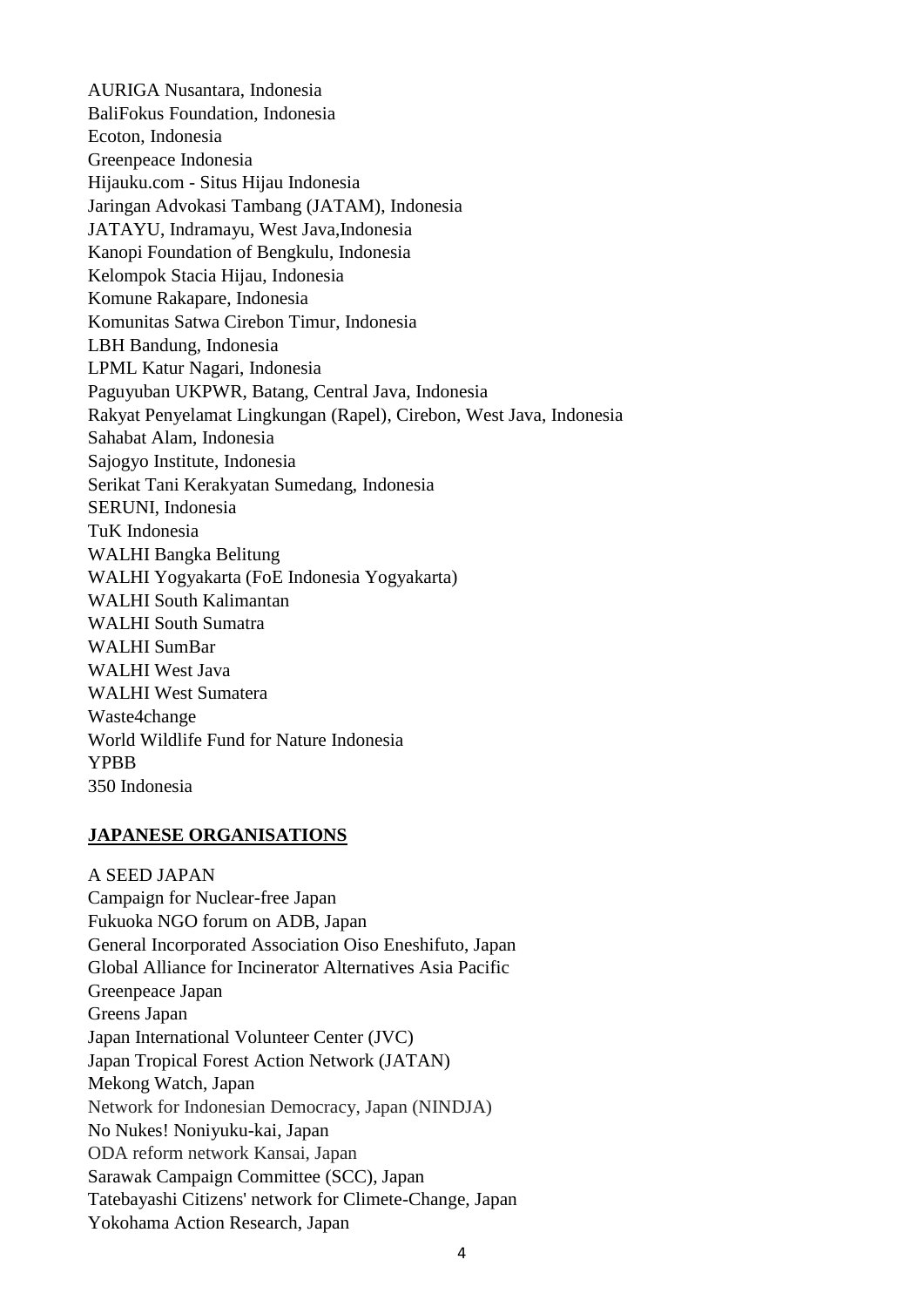AURIGA Nusantara, Indonesia
BaliFokus Foundation, Indonesia
Ecoton, Indonesia
Greenpeace Indonesia
Hijauku.com - Situs Hijau Indonesia
Jaringan Advokasi Tambang (JATAM), Indonesia
JATAYU, Indramayu, West Java,Indonesia
Kanopi Foundation of Bengkulu, Indonesia
Kelompok Stacia Hijau, Indonesia
Komune Rakapare, Indonesia
Komunitas Satwa Cirebon Timur, Indonesia
LBH Bandung, Indonesia
LPML Katur Nagari, Indonesia
Paguyuban UKPWR, Batang, Central Java, Indonesia
Rakyat Penyelamat Lingkungan (Rapel), Cirebon, West Java, Indonesia
Sahabat Alam, Indonesia
Sajogyo Institute, Indonesia
Serikat Tani Kerakyatan Sumedang, Indonesia
SERUNI, Indonesia
TuK Indonesia
WALHI Bangka Belitung
WALHI Yogyakarta (FoE Indonesia Yogyakarta)
WALHI South Kalimantan
WALHI South Sumatra
WALHI SumBar
WALHI West Java
WALHI West Sumatera
Waste4change
World Wildlife Fund for Nature Indonesia
YPBB
350 Indonesia

## JAPANESE ORGANISATIONS

A SEED JAPAN
Campaign for Nuclear-free Japan
Fukuoka NGO forum on ADB, Japan
General Incorporated Association Oiso Eneshifuto, Japan
Global Alliance for Incinerator Alternatives Asia Pacific
Greenpeace Japan
Greens Japan
Japan International Volunteer Center (JVC)
Japan Tropical Forest Action Network (JATAN)
Mekong Watch, Japan
Network for Indonesian Democracy, Japan (NINDJA)
No Nukes! Noniyuku-kai, Japan
ODA reform network Kansai, Japan
Sarawak Campaign Committee (SCC), Japan
Tatebayashi Citizens' network for Climete-Change, Japan
Yokohama Action Research, Japan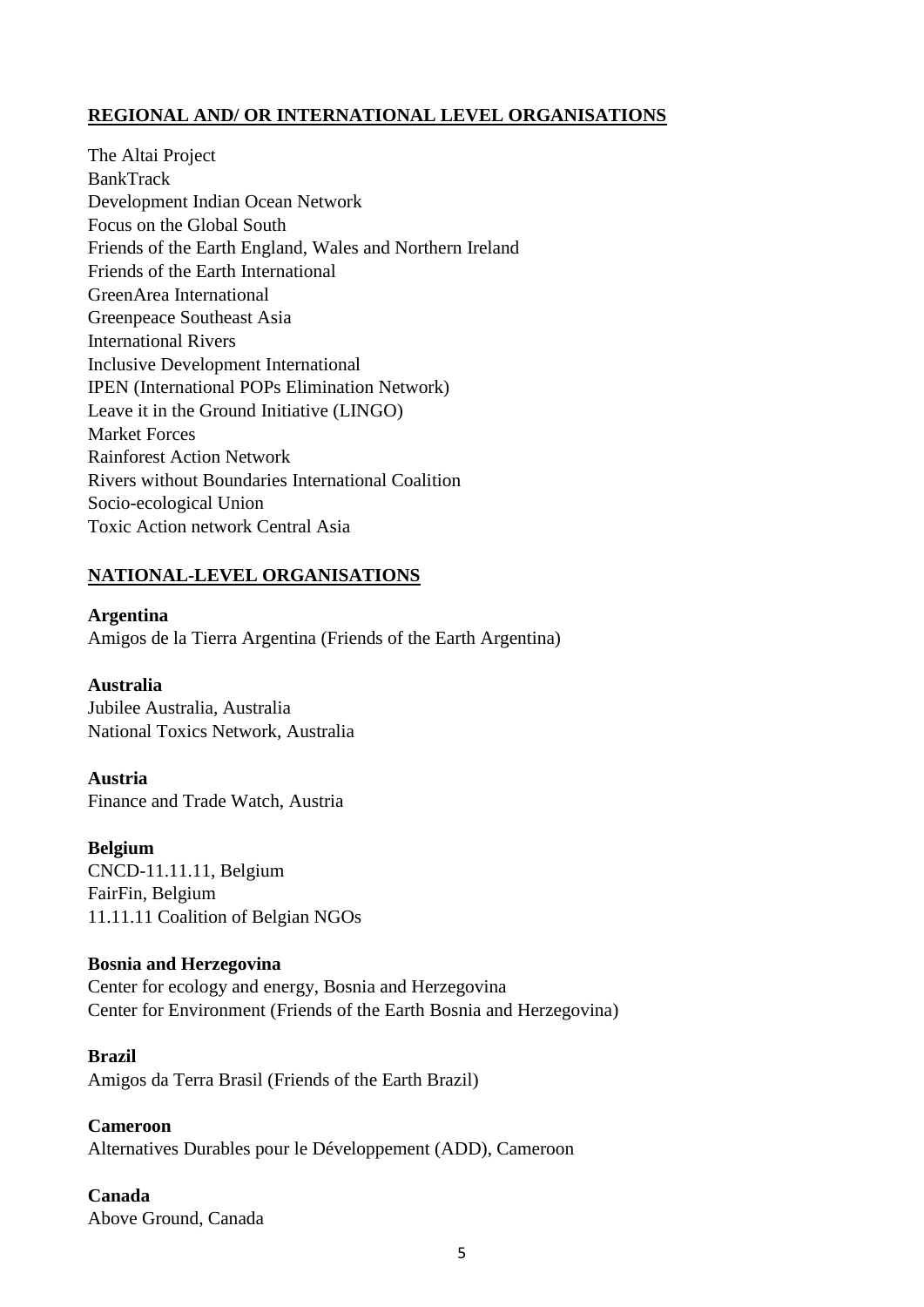## REGIONAL AND/ OR INTERNATIONAL LEVEL ORGANISATIONS

The Altai Project
BankTrack
Development Indian Ocean Network
Focus on the Global South
Friends of the Earth England, Wales and Northern Ireland
Friends of the Earth International
GreenArea International
Greenpeace Southeast Asia
International Rivers
Inclusive Development International
IPEN (International POPs Elimination Network)
Leave it in the Ground Initiative (LINGO)
Market Forces
Rainforest Action Network
Rivers without Boundaries International Coalition
Socio-ecological Union
Toxic Action network Central Asia

## NATIONAL-LEVEL ORGANISATIONS

**Argentina**
Amigos de la Tierra Argentina (Friends of the Earth Argentina)

**Australia**
Jubilee Australia, Australia
National Toxics Network, Australia

**Austria**
Finance and Trade Watch, Austria

**Belgium**
CNCD-11.11.11, Belgium
FairFin, Belgium
11.11.11 Coalition of Belgian NGOs

**Bosnia and Herzegovina**
Center for ecology and energy, Bosnia and Herzegovina
Center for Environment (Friends of the Earth Bosnia and Herzegovina)

**Brazil**
Amigos da Terra Brasil (Friends of the Earth Brazil)

**Cameroon**
Alternatives Durables pour le Développement (ADD), Cameroon

**Canada**
Above Ground, Canada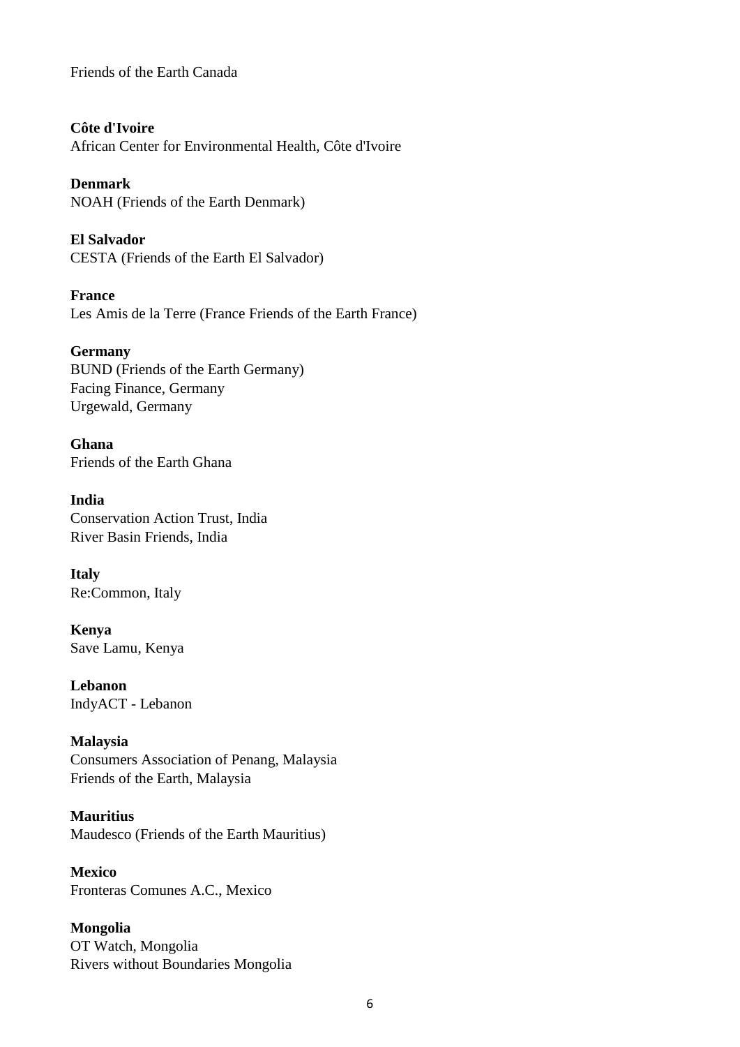Friends of the Earth Canada

**Côte d'Ivoire**
African Center for Environmental Health, Côte d'Ivoire

**Denmark**
NOAH (Friends of the Earth Denmark)

**El Salvador**
CESTA (Friends of the Earth El Salvador)

**France**
Les Amis de la Terre (France Friends of the Earth France)

**Germany**
BUND (Friends of the Earth Germany)
Facing Finance, Germany
Urgewald, Germany

**Ghana**
Friends of the Earth Ghana

**India**
Conservation Action Trust, India
River Basin Friends, India

**Italy**
Re:Common, Italy

**Kenya**
Save Lamu, Kenya

**Lebanon**
IndyACT - Lebanon

**Malaysia**
Consumers Association of Penang, Malaysia
Friends of the Earth, Malaysia

**Mauritius**
Maudesco (Friends of the Earth Mauritius)

**Mexico**
Fronteras Comunes A.C., Mexico

**Mongolia**
OT Watch, Mongolia
Rivers without Boundaries Mongolia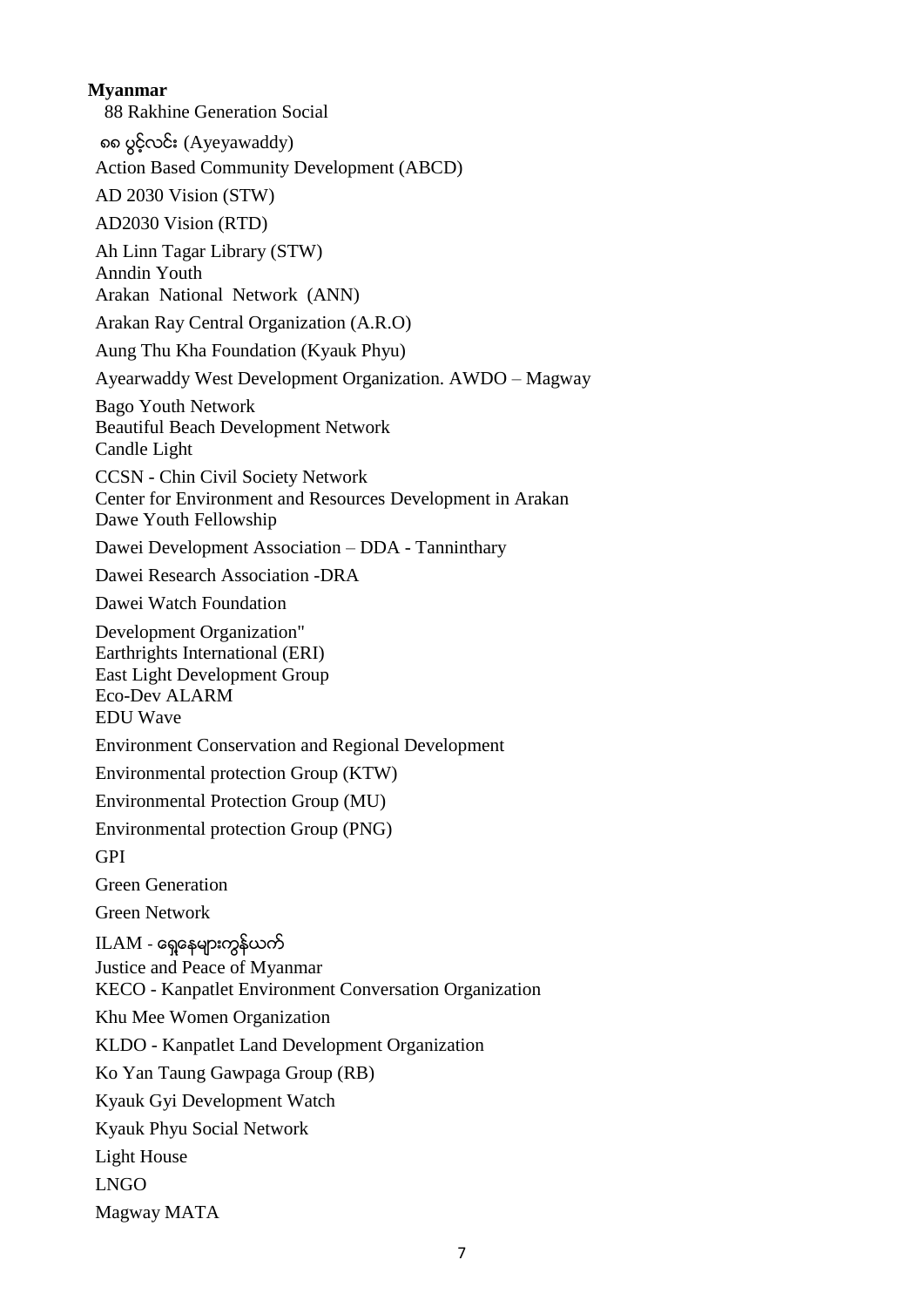**Myanmar**

88 Rakhine Generation Social

၈၈ ပွင့်လင်း (Ayeyawaddy)

Action Based Community Development (ABCD)

AD 2030 Vision (STW)

AD2030 Vision (RTD)

Ah Linn Tagar Library (STW)

Anndin Youth

Arakan National Network (ANN)

Arakan Ray Central Organization (A.R.O)

Aung Thu Kha Foundation (Kyauk Phyu)

Ayearwaddy West Development Organization. AWDO – Magway

Bago Youth Network

Beautiful Beach Development Network

Candle Light

CCSN - Chin Civil Society Network

Center for Environment and Resources Development in Arakan

Dawe Youth Fellowship

Dawei Development Association – DDA - Tanninthary

Dawei Research Association -DRA

Dawei Watch Foundation

Development Organization"

Earthrights International (ERI)

East Light Development Group

Eco-Dev ALARM

EDU Wave

Environment Conservation and Regional Development

Environmental protection Group (KTW)

Environmental Protection Group (MU)

Environmental protection Group (PNG)

GPI

Green Generation

Green Network

ILAM - ရှေ့နေများကွန်ယက်

Justice and Peace of Myanmar

KECO - Kanpatlet Environment Conversation Organization

Khu Mee Women Organization

KLDO - Kanpatlet Land Development Organization

Ko Yan Taung Gawpaga Group (RB)

Kyauk Gyi Development Watch

Kyauk Phyu Social Network

Light House

LNGO

Magway MATA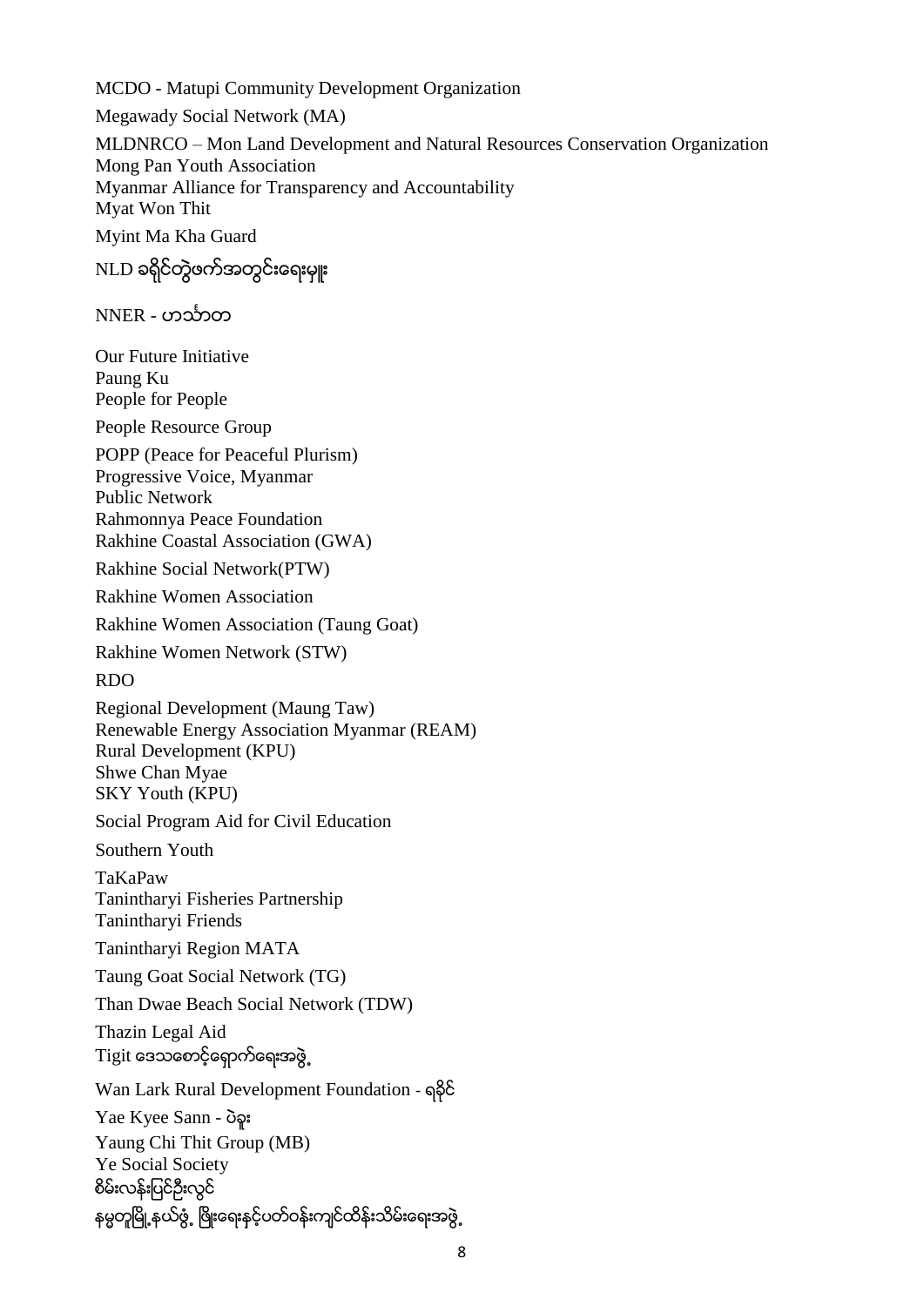MCDO - Matupi Community Development Organization

Megawady Social Network (MA)

MLDNRCO – Mon Land Development and Natural Resources Conservation Organization
Mong Pan Youth Association
Myanmar Alliance for Transparency and Accountability
Myat Won Thit

Myint Ma Kha Guard

NLD ခရိုင်တွဲဖက်အတွင်းရေးမှူး

NNER - ဟသ်ာတ

Our Future Initiative
Paung Ku
People for People

People Resource Group

POPP (Peace for Peaceful Plurism)
Progressive Voice, Myanmar
Public Network
Rahmonnya Peace Foundation
Rakhine Coastal Association (GWA)

Rakhine Social Network(PTW)

Rakhine Women Association

Rakhine Women Association (Taung Goat)

Rakhine Women Network (STW)

RDO

Regional Development (Maung Taw)
Renewable Energy Association Myanmar (REAM)
Rural Development (KPU)
Shwe Chan Myae
SKY Youth (KPU)

Social Program Aid for Civil Education

Southern Youth

TaKaPaw
Tanintharyi Fisheries Partnership
Tanintharyi Friends

Tanintharyi Region MATA

Taung Goat Social Network (TG)

Than Dwae Beach Social Network (TDW)

Thazin Legal Aid
Tigit ဒေသစောင့်ရှောက်ရေးအဖွဲ့

Wan Lark Rural Development Foundation - ရခိုင်

Yae Kyee Sann - ပဲခူး
Yaung Chi Thit Group (MB)
Ye Social Society
စိမ်းလန်းပြင်ဦးလွင်
နမ့်တူမြို့နယ်ဖွံ့ဖြိုးရေးနှင့်ပတ်ဝန်းကျင်ထိန်းသိမ်းရေးအဖွဲ့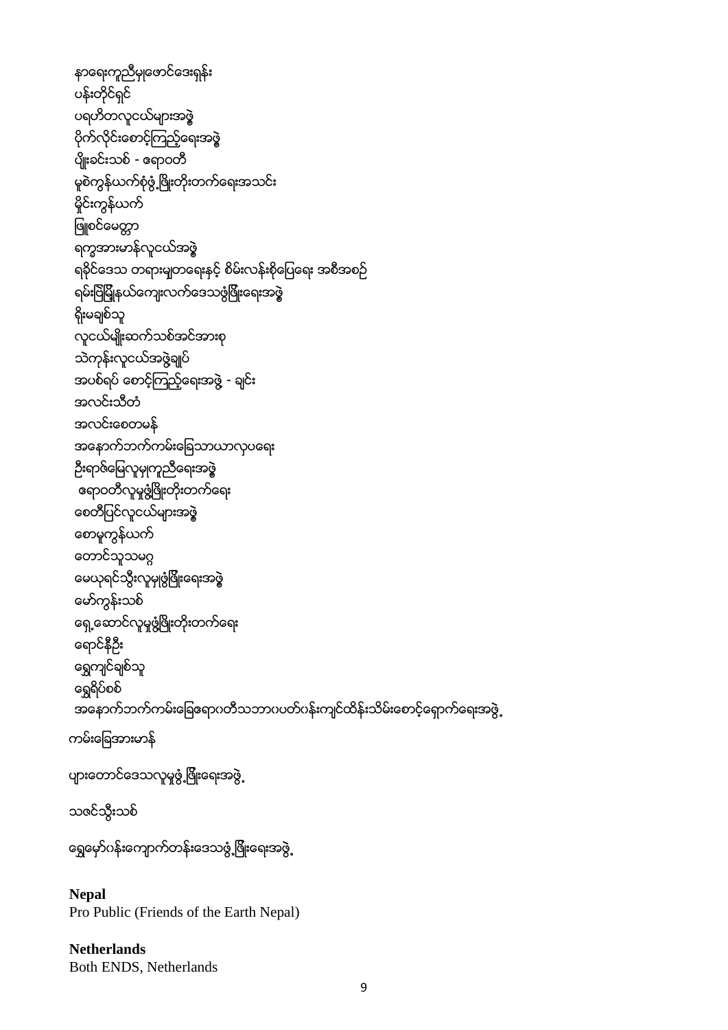နာရေးကူညီမှုဖောင်ဒေးရှင်း

ပန်းတိုင်ရှင်

ပရဟိတလူငယ်များအဖွဲ့

ပိုက်လိုင်းစောင့်ကြည့်ရေးအဖွဲ့

ပျိုးခင်းသစ် - ဧရာဝတီ

မူဆယ်ကွန်ယက်စုံဖွံ့ဖြိုးတိုးတက်ရေးအသင်း

မိုင်းကွန်ယက်

မြစ်မေတ္တာ

ရက္ခအားမာန်လူငယ်အဖွဲ့

ရခိုင်ဒေသ တရားမျှတရေးနှင့် စိမ်းလန်းစိုပြေရေး အစီအစဉ်

ရမ်းဗြဲမြို့နယ်ကျေးလက်ဒေသဖွံ့ဖြိုးရေးအဖွဲ့

ရိုးမချစ်သူ

လူငယ်မျိုးဆက်သစ်အင်အားစု

သဲကုန်းလူငယ်အဖွဲ့ချုပ်

အပစ်ရပ် စောင့်ကြည့်ရေးအဖွဲ့ - ချင်း

အလင်းသီတံ

အလင်းစေတမန်

အနောက်ဘက်ကမ်းခြေသာယာလှပရေး

ဦးရာဇ်မြေလူမှုကူညီရေးအဖွဲ့

ဧရာဝတီလူမှုဖွံ့ဖြိုးတိုးတက်ရေး

စေတီပြင်လူငယ်များအဖွဲ့

စောမူကွန်ယက်

တောင်သူသမဂ္ဂ

မေယုရင်သွီးလူမှုဖွံ့ဖြိုးရေးအဖွဲ့

မော်ကွန်းသစ်

ရွှေ့ဆောင်လူမှုဖွံ့ဖြိုးတိုးတက်ရေး

ရောင်နီဦး

ရွှေကျင်ချစ်သူ

ရွှေရိပ်စစ်

အနောက်ဘက်ကမ်းခြေဧရာဝတီသဘာဝပတ်ဝန်းကျင်ထိန်းသိမ်းစောင့်ရှောက်ရေးအဖွဲ့

ကမ်းခြေအားမာန်

ပျားတောင်ဒေသလူမှုဖွံ့ဖြိုးရေးအဖွဲ့

သဇင်သွီးသစ်

ရွှေမော်ဂန်းကျောက်တန်းဒေသဖွံ့ဖြိုးရေးအဖွဲ့

**Nepal**
Pro Public (Friends of the Earth Nepal)

**Netherlands**
Both ENDS, Netherlands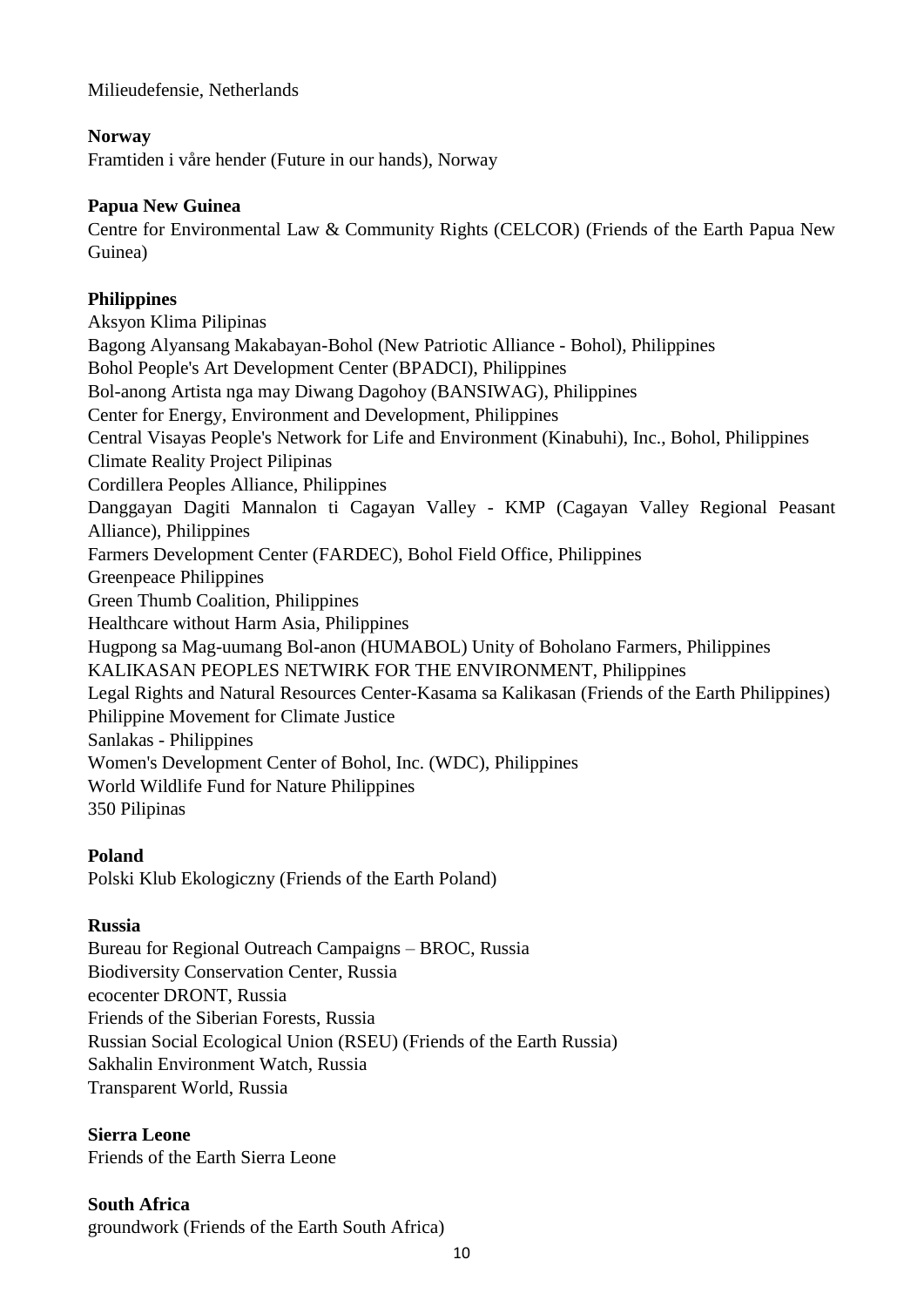Milieudefensie, Netherlands

**Norway**
Framtiden i våre hender (Future in our hands), Norway

**Papua New Guinea**
Centre for Environmental Law & Community Rights (CELCOR) (Friends of the Earth Papua New Guinea)

**Philippines**
Aksyon Klima Pilipinas
Bagong Alyansang Makabayan-Bohol (New Patriotic Alliance - Bohol), Philippines
Bohol People's Art Development Center (BPADCI), Philippines
Bol-anong Artista nga may Diwang Dagohoy (BANSIWAG), Philippines
Center for Energy, Environment and Development, Philippines
Central Visayas People's Network for Life and Environment (Kinabuhi), Inc., Bohol, Philippines
Climate Reality Project Pilipinas
Cordillera Peoples Alliance, Philippines
Danggayan Dagiti Mannalon ti Cagayan Valley - KMP (Cagayan Valley Regional Peasant Alliance), Philippines
Farmers Development Center (FARDEC), Bohol Field Office, Philippines
Greenpeace Philippines
Green Thumb Coalition, Philippines
Healthcare without Harm Asia, Philippines
Hugpong sa Mag-uumang Bol-anon (HUMABOL) Unity of Boholano Farmers, Philippines
KALIKASAN PEOPLES NETWIRK FOR THE ENVIRONMENT, Philippines
Legal Rights and Natural Resources Center-Kasama sa Kalikasan (Friends of the Earth Philippines)
Philippine Movement for Climate Justice
Sanlakas - Philippines
Women's Development Center of Bohol, Inc. (WDC), Philippines
World Wildlife Fund for Nature Philippines
350 Pilipinas

**Poland**
Polski Klub Ekologiczny (Friends of the Earth Poland)

**Russia**
Bureau for Regional Outreach Campaigns – BROC, Russia
Biodiversity Conservation Center, Russia
ecocenter DRONT, Russia
Friends of the Siberian Forests, Russia
Russian Social Ecological Union (RSEU) (Friends of the Earth Russia)
Sakhalin Environment Watch, Russia
Transparent World, Russia

**Sierra Leone**
Friends of the Earth Sierra Leone

**South Africa**
groundwork (Friends of the Earth South Africa)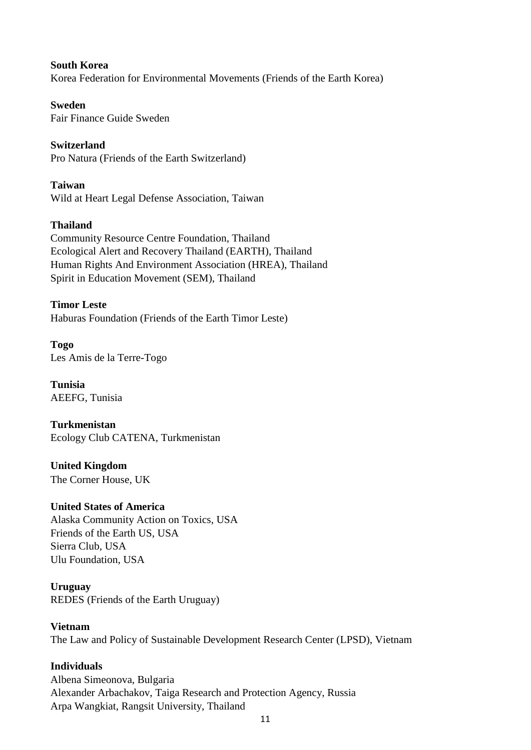**South Korea**
Korea Federation for Environmental Movements (Friends of the Earth Korea)

**Sweden**
Fair Finance Guide Sweden

**Switzerland**
Pro Natura (Friends of the Earth Switzerland)

**Taiwan**
Wild at Heart Legal Defense Association, Taiwan

**Thailand**
Community Resource Centre Foundation, Thailand
Ecological Alert and Recovery Thailand (EARTH), Thailand
Human Rights And Environment Association (HREA), Thailand
Spirit in Education Movement (SEM), Thailand

**Timor Leste**
Haburas Foundation (Friends of the Earth Timor Leste)

**Togo**
Les Amis de la Terre-Togo

**Tunisia**
AEEFG, Tunisia

**Turkmenistan**
Ecology Club CATENA, Turkmenistan

**United Kingdom**
The Corner House, UK

**United States of America**
Alaska Community Action on Toxics, USA
Friends of the Earth US, USA
Sierra Club, USA
Ulu Foundation, USA

**Uruguay**
REDES (Friends of the Earth Uruguay)

**Vietnam**
The Law and Policy of Sustainable Development Research Center (LPSD), Vietnam

**Individuals**
Albena Simeonova, Bulgaria
Alexander Arbachakov, Taiga Research and Protection Agency, Russia
Arpa Wangkiat, Rangsit University, Thailand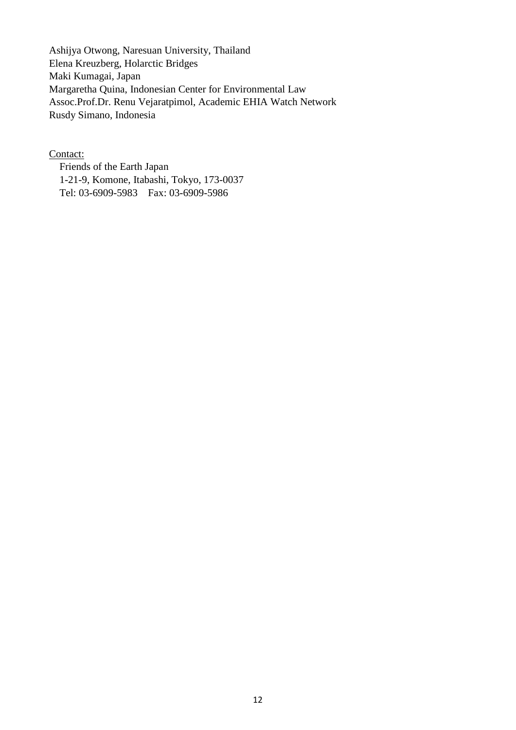Ashijya Otwong, Naresuan University, Thailand
Elena Kreuzberg, Holarctic Bridges
Maki Kumagai, Japan
Margaretha Quina, Indonesian Center for Environmental Law
Assoc.Prof.Dr. Renu Vejaratpimol, Academic EHIA Watch Network
Rusdy Simano, Indonesia

Contact:

Friends of the Earth Japan
1-21-9, Komone, Itabashi, Tokyo, 173-0037
Tel: 03-6909-5983　Fax: 03-6909-5986